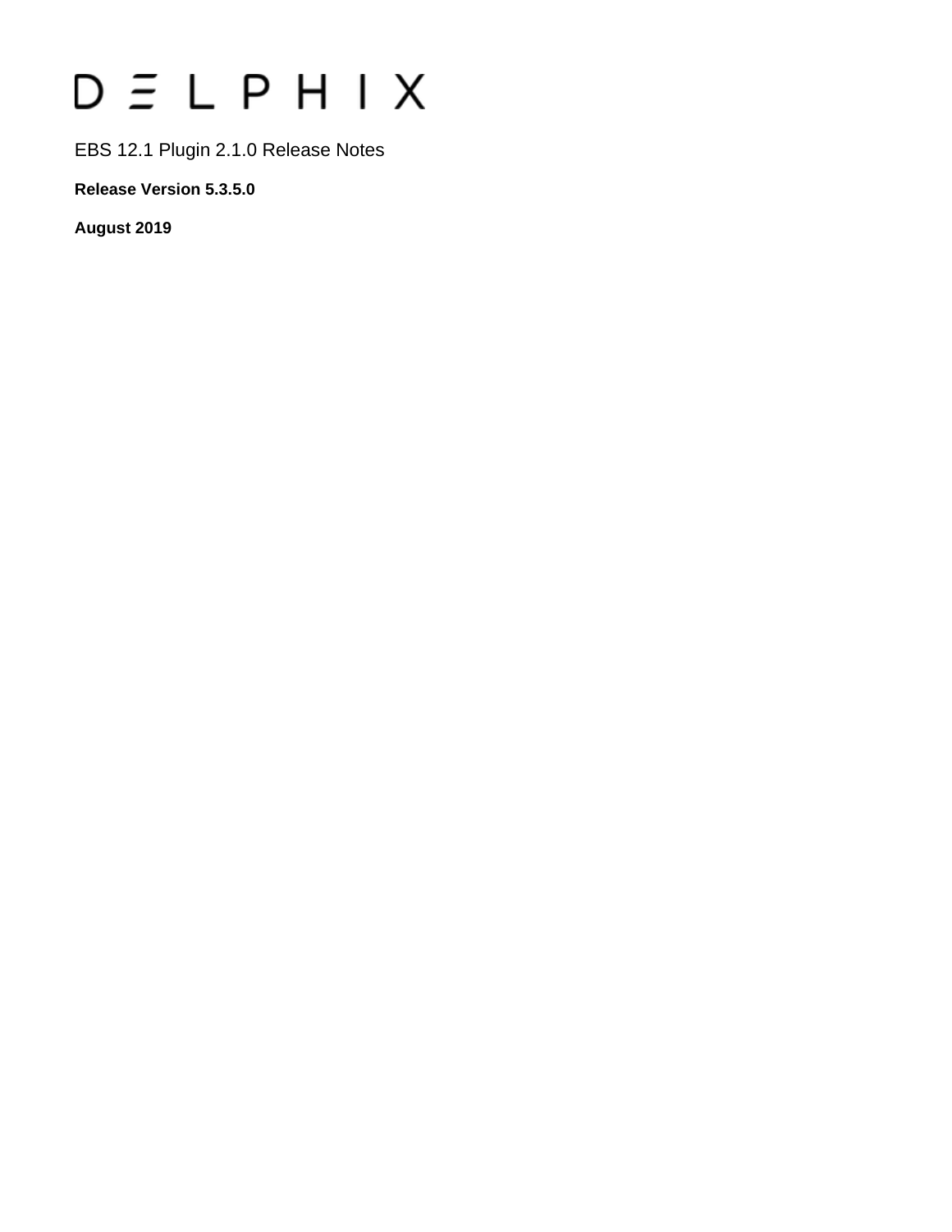# DELPHIX

EBS 12.1 Plugin 2.1.0 Release Notes

**Release Version 5.3.5.0**

**August 2019**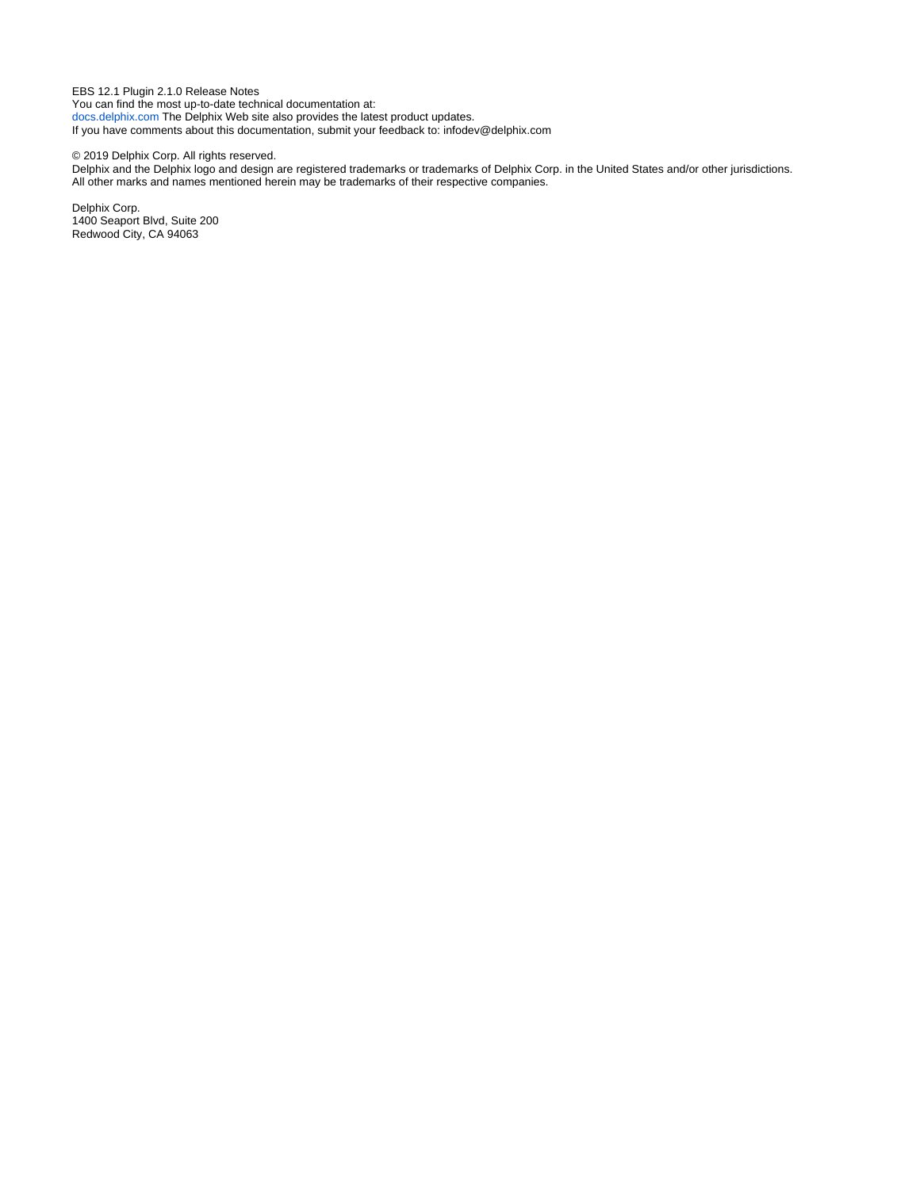EBS 12.1 Plugin 2.1.0 Release Notes
You can find the most up-to-date technical documentation at:
docs.delphix.com The Delphix Web site also provides the latest product updates.
If you have comments about this documentation, submit your feedback to: infodev@delphix.com

© 2019 Delphix Corp. All rights reserved.
Delphix and the Delphix logo and design are registered trademarks or trademarks of Delphix Corp. in the United States and/or other jurisdictions.
All other marks and names mentioned herein may be trademarks of their respective companies.

Delphix Corp.
1400 Seaport Blvd, Suite 200
Redwood City, CA 94063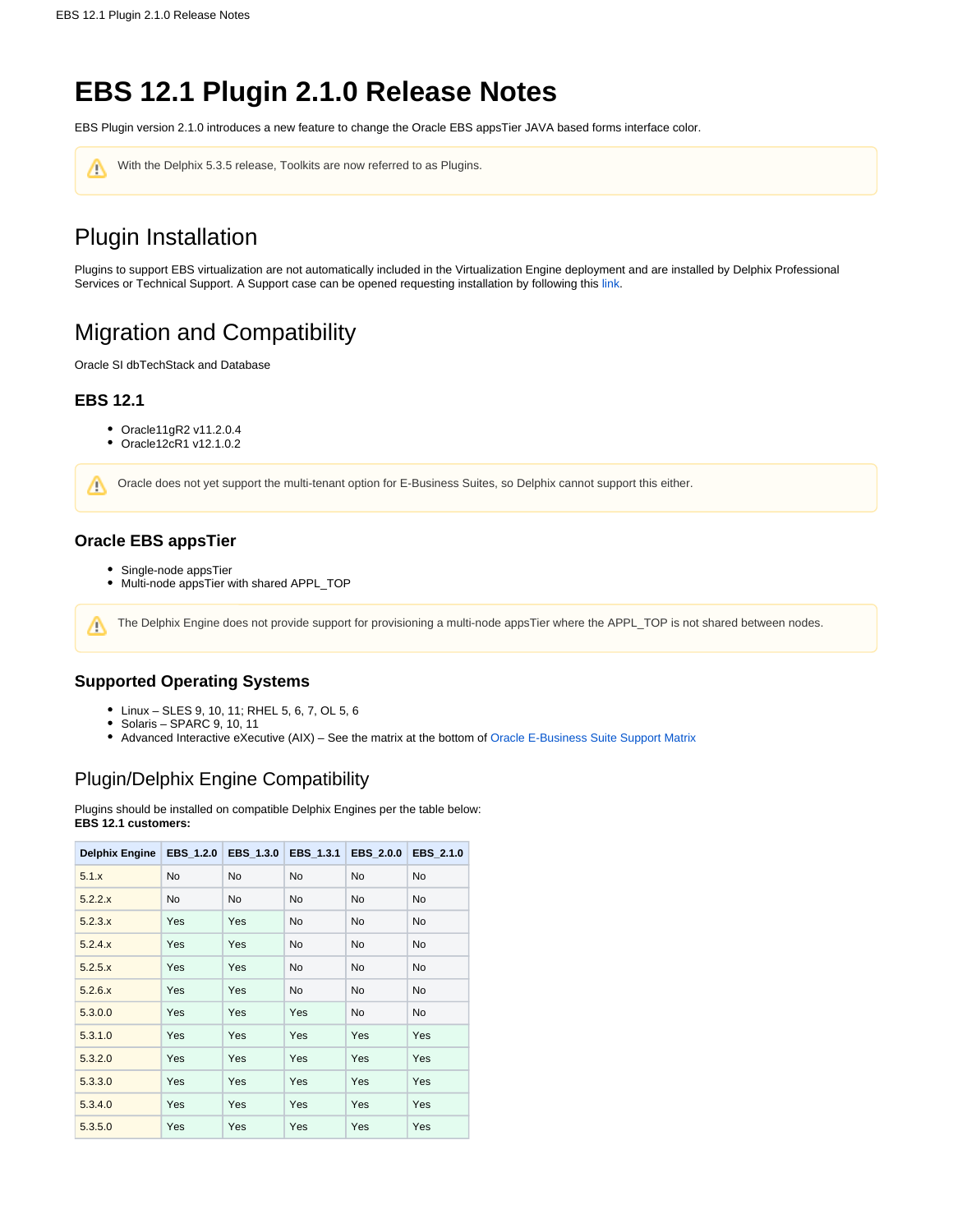# EBS 12.1 Plugin 2.1.0 Release Notes

EBS Plugin version 2.1.0 introduces a new feature to change the Oracle EBS appsTier JAVA based forms interface color.

> With the Delphix 5.3.5 release, Toolkits are now referred to as Plugins.

## Plugin Installation

Plugins to support EBS virtualization are not automatically included in the Virtualization Engine deployment and are installed by Delphix Professional Services or Technical Support. A Support case can be opened requesting installation by following this link.

## Migration and Compatibility

Oracle SI dbTechStack and Database

### EBS 12.1

- Oracle11gR2 v11.2.0.4
- Oracle12cR1 v12.1.0.2

> Oracle does not yet support the multi-tenant option for E-Business Suites, so Delphix cannot support this either.

### Oracle EBS appsTier

- Single-node appsTier
- Multi-node appsTier with shared APPL_TOP

> The Delphix Engine does not provide support for provisioning a multi-node appsTier where the APPL_TOP is not shared between nodes.

### Supported Operating Systems

- Linux – SLES 9, 10, 11; RHEL 5, 6, 7, OL 5, 6
- Solaris – SPARC 9, 10, 11
- Advanced Interactive eXecutive (AIX) – See the matrix at the bottom of Oracle E-Business Suite Support Matrix

## Plugin/Delphix Engine Compatibility

Plugins should be installed on compatible Delphix Engines per the table below:
**EBS 12.1 customers:**

| Delphix Engine | EBS_1.2.0 | EBS_1.3.0 | EBS_1.3.1 | EBS_2.0.0 | EBS_2.1.0 |
|---|---|---|---|---|---|
| 5.1.x | No | No | No | No | No |
| 5.2.2.x | No | No | No | No | No |
| 5.2.3.x | Yes | Yes | No | No | No |
| 5.2.4.x | Yes | Yes | No | No | No |
| 5.2.5.x | Yes | Yes | No | No | No |
| 5.2.6.x | Yes | Yes | No | No | No |
| 5.3.0.0 | Yes | Yes | Yes | No | No |
| 5.3.1.0 | Yes | Yes | Yes | Yes | Yes |
| 5.3.2.0 | Yes | Yes | Yes | Yes | Yes |
| 5.3.3.0 | Yes | Yes | Yes | Yes | Yes |
| 5.3.4.0 | Yes | Yes | Yes | Yes | Yes |
| 5.3.5.0 | Yes | Yes | Yes | Yes | Yes |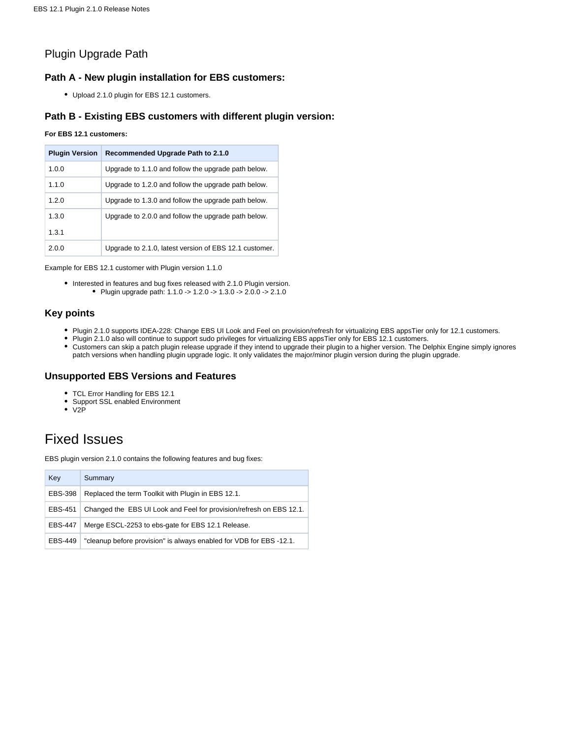## Plugin Upgrade Path

### Path A - New plugin installation for EBS customers:

- Upload 2.1.0 plugin for EBS 12.1 customers.

### Path B - Existing EBS customers with different plugin version:

**For EBS 12.1 customers:**

| Plugin Version | Recommended Upgrade Path to 2.1.0 |
|---|---|
| 1.0.0 | Upgrade to 1.1.0 and follow the upgrade path below. |
| 1.1.0 | Upgrade to 1.2.0 and follow the upgrade path below. |
| 1.2.0 | Upgrade to 1.3.0 and follow the upgrade path below. |
| 1.3.0<br>1.3.1 | Upgrade to 2.0.0 and follow the upgrade path below. |
| 2.0.0 | Upgrade to 2.1.0, latest version of EBS 12.1 customer. |

Example for EBS 12.1 customer with Plugin version 1.1.0

- Interested in features and bug fixes released with 2.1.0 Plugin version.
    - Plugin upgrade path: 1.1.0 -> 1.2.0 -> 1.3.0 -> 2.0.0 -> 2.1.0

### Key points

- Plugin 2.1.0 supports IDEA-228: Change EBS UI Look and Feel on provision/refresh for virtualizing EBS appsTier only for 12.1 customers.
- Plugin 2.1.0 also will continue to support sudo privileges for virtualizing EBS appsTier only for EBS 12.1 customers.
- Customers can skip a patch plugin release upgrade if they intend to upgrade their plugin to a higher version. The Delphix Engine simply ignores patch versions when handling plugin upgrade logic. It only validates the major/minor plugin version during the plugin upgrade.

### Unsupported EBS Versions and Features

- TCL Error Handling for EBS 12.1
- Support SSL enabled Environment
- V2P

# Fixed Issues

EBS plugin version 2.1.0 contains the following features and bug fixes:

| Key | Summary |
|---|---|
| EBS-398 | Replaced the term Toolkit with Plugin in EBS 12.1. |
| EBS-451 | Changed the EBS UI Look and Feel for provision/refresh on EBS 12.1. |
| EBS-447 | Merge ESCL-2253 to ebs-gate for EBS 12.1 Release. |
| EBS-449 | "cleanup before provision" is always enabled for VDB for EBS -12.1. |